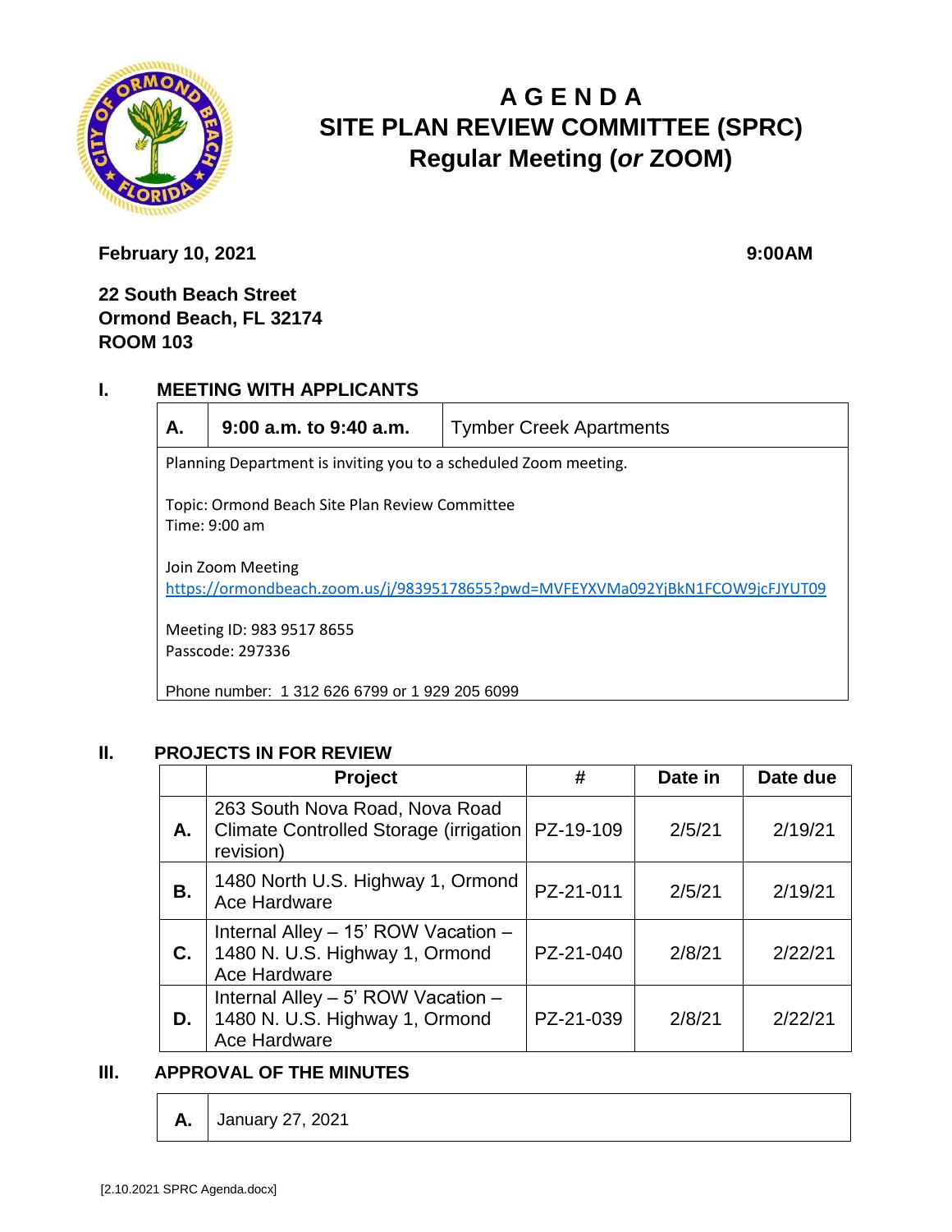# AGENDA

## SITE PLAN REVIEW COMMITTEE (SPRC)

## Regular Meeting (*or* ZOOM)

**February 10, 2021** **9:00AM**

**22 South Beach Street**
**Ormond Beach, FL 32174**
**ROOM 103**

## I. MEETING WITH APPLICANTS

| **A.** | **9:00 a.m. to 9:40 a.m.** | Tymber Creek Apartments |
|---|---|---|

Planning Department is inviting you to a scheduled Zoom meeting.

Topic: Ormond Beach Site Plan Review Committee
Time: 9:00 am

Join Zoom Meeting
https://ormondbeach.zoom.us/j/98395178655?pwd=MVFEYXVMa092YjBkN1FCOW9jcFJYUT09

Meeting ID: 983 9517 8655
Passcode: 297336

Phone number: 1 312 626 6799 or 1 929 205 6099

## II. PROJECTS IN FOR REVIEW

| | Project | # | Date in | Date due |
|---|---|---|---|---|
| **A.** | 263 South Nova Road, Nova Road Climate Controlled Storage (irrigation revision) | PZ-19-109 | 2/5/21 | 2/19/21 |
| **B.** | 1480 North U.S. Highway 1, Ormond Ace Hardware | PZ-21-011 | 2/5/21 | 2/19/21 |
| **C.** | Internal Alley – 15' ROW Vacation – 1480 N. U.S. Highway 1, Ormond Ace Hardware | PZ-21-040 | 2/8/21 | 2/22/21 |
| **D.** | Internal Alley – 5' ROW Vacation – 1480 N. U.S. Highway 1, Ormond Ace Hardware | PZ-21-039 | 2/8/21 | 2/22/21 |

## III. APPROVAL OF THE MINUTES

| **A.** | January 27, 2021 |
|---|---|

[2.10.2021 SPRC Agenda.docx]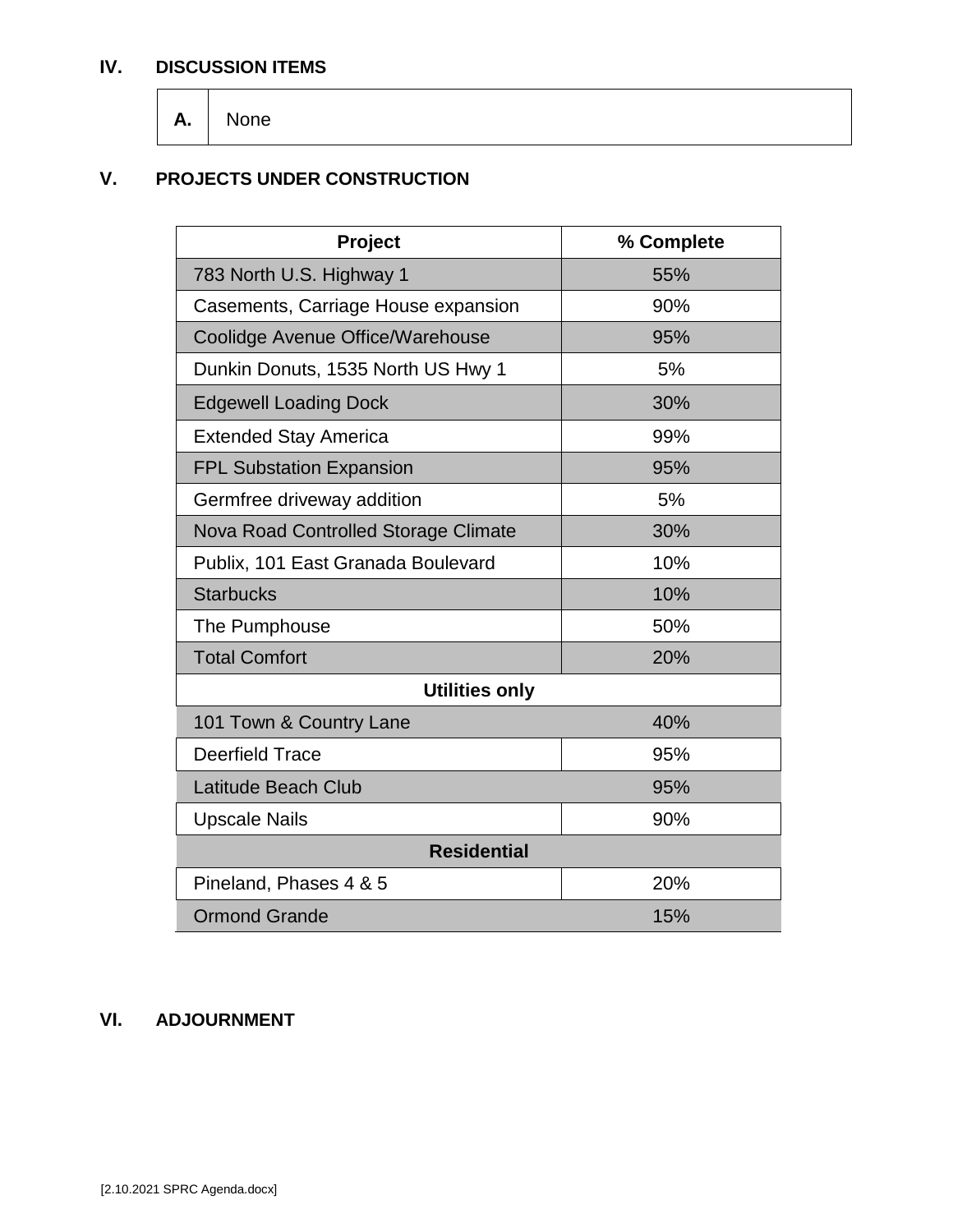## IV. DISCUSSION ITEMS

| | |
|---|---|
| **A.** | None |

## V. PROJECTS UNDER CONSTRUCTION

| Project | % Complete |
|---|---|
| 783 North U.S. Highway 1 | 55% |
| Casements, Carriage House expansion | 90% |
| Coolidge Avenue Office/Warehouse | 95% |
| Dunkin Donuts, 1535 North US Hwy 1 | 5% |
| Edgewell Loading Dock | 30% |
| Extended Stay America | 99% |
| FPL Substation Expansion | 95% |
| Germfree driveway addition | 5% |
| Nova Road Controlled Storage Climate | 30% |
| Publix, 101 East Granada Boulevard | 10% |
| Starbucks | 10% |
| The Pumphouse | 50% |
| Total Comfort | 20% |
| **Utilities only** | |
| 101 Town & Country Lane | 40% |
| Deerfield Trace | 95% |
| Latitude Beach Club | 95% |
| Upscale Nails | 90% |
| **Residential** | |
| Pineland, Phases 4 & 5 | 20% |
| Ormond Grande | 15% |

## VI. ADJOURNMENT

[2.10.2021 SPRC Agenda.docx]